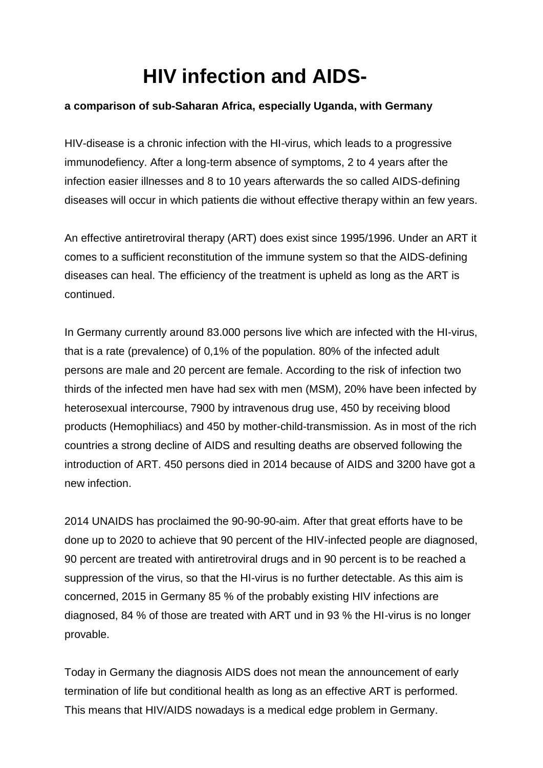# HIV infection and AIDS-

**a comparison of sub-Saharan Africa, especially Uganda, with Germany**

HIV-disease is a chronic infection with the HI-virus, which leads to a progressive immunodefiency. After a long-term absence of symptoms, 2 to 4 years after the infection easier illnesses and 8 to 10 years afterwards the so called AIDS-defining diseases will occur in which patients die without effective therapy within an few years.

An effective antiretroviral therapy (ART) does exist since 1995/1996. Under an ART it comes to a sufficient reconstitution of the immune system so that the AIDS-defining diseases can heal. The efficiency of the treatment is upheld as long as the ART is continued.

In Germany currently around 83.000 persons live which are infected with the HI-virus, that is a rate (prevalence) of 0,1% of the population. 80% of the infected adult persons are male and 20 percent are female. According to the risk of infection two thirds of the infected men have had sex with men (MSM), 20% have been infected by heterosexual intercourse, 7900 by intravenous drug use, 450 by receiving blood products (Hemophiliacs) and 450 by mother-child-transmission. As in most of the rich countries a strong decline of AIDS and resulting deaths are observed following the introduction of ART. 450 persons died in 2014 because of AIDS and 3200 have got a new infection.

2014 UNAIDS has proclaimed the 90-90-90-aim. After that great efforts have to be done up to 2020 to achieve that 90 percent of the HIV-infected people are diagnosed, 90 percent are treated with antiretroviral drugs and in 90 percent is to be reached a suppression of the virus, so that the HI-virus is no further detectable. As this aim is concerned, 2015 in Germany 85 % of the probably existing HIV infections are diagnosed, 84 % of those are treated with ART und in 93 % the HI-virus is no longer provable.

Today in Germany the diagnosis AIDS does not mean the announcement of early termination of life but conditional health as long as an effective ART is performed. This means that HIV/AIDS nowadays is a medical edge problem in Germany.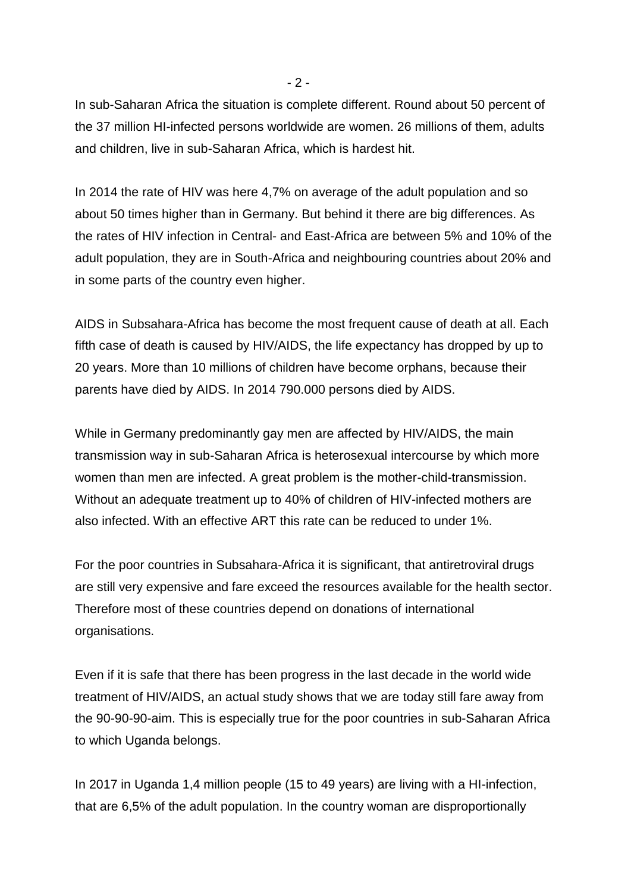In sub-Saharan Africa the situation is complete different. Round about 50 percent of the 37 million HI-infected persons worldwide are women. 26 millions of them, adults and children, live in sub-Saharan Africa, which is hardest hit.

In 2014 the rate of HIV was here 4,7% on average of the adult population and so about 50 times higher than in Germany. But behind it there are big differences. As the rates of HIV infection in Central- and East-Africa are between 5% and 10% of the adult population, they are in South-Africa and neighbouring countries about 20% and in some parts of the country even higher.

AIDS in Subsahara-Africa has become the most frequent cause of death at all. Each fifth case of death is caused by HIV/AIDS, the life expectancy has dropped by up to 20 years. More than 10 millions of children have become orphans, because their parents have died by AIDS. In 2014 790.000 persons died by AIDS.

While in Germany predominantly gay men are affected by HIV/AIDS, the main transmission way in sub-Saharan Africa is heterosexual intercourse by which more women than men are infected. A great problem is the mother-child-transmission. Without an adequate treatment up to 40% of children of HIV-infected mothers are also infected. With an effective ART this rate can be reduced to under 1%.

For the poor countries in Subsahara-Africa it is significant, that antiretroviral drugs are still very expensive and fare exceed the resources available for the health sector. Therefore most of these countries depend on donations of international organisations.

Even if it is safe that there has been progress in the last decade in the world wide treatment of HIV/AIDS, an actual study shows that we are today still fare away from the 90-90-90-aim. This is especially true for the poor countries in sub-Saharan Africa to which Uganda belongs.

In 2017 in Uganda 1,4 million people (15 to 49 years) are living with a HI-infection, that are 6,5% of the adult population. In the country woman are disproportionally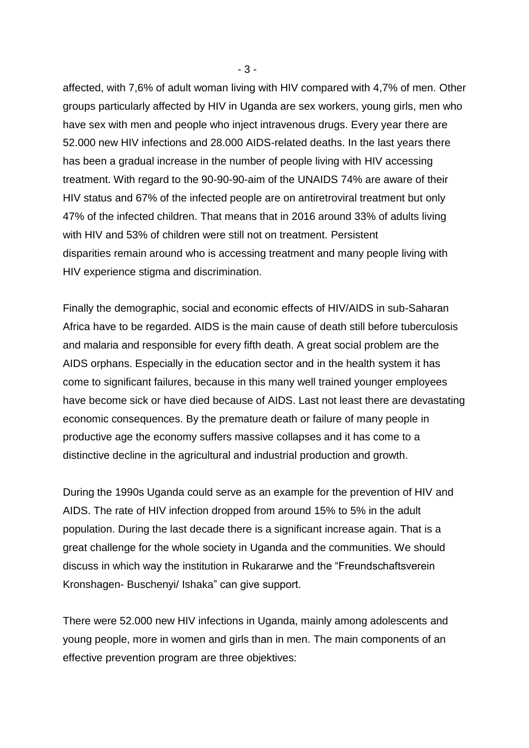affected, with 7,6% of adult woman living with HIV compared with 4,7% of men. Other groups particularly affected by HIV in Uganda are sex workers, young girls, men who have sex with men and people who inject intravenous drugs. Every year there are 52.000 new HIV infections and 28.000 AIDS-related deaths. In the last years there has been a gradual increase in the number of people living with HIV accessing treatment. With regard to the 90-90-90-aim of the UNAIDS 74% are aware of their HIV status and 67% of the infected people are on antiretroviral treatment but only 47% of the infected children. That means that in 2016 around 33% of adults living with HIV and 53% of children were still not on treatment. Persistent disparities remain around who is accessing treatment and many people living with HIV experience stigma and discrimination.

Finally the demographic, social and economic effects of HIV/AIDS in sub-Saharan Africa have to be regarded. AIDS is the main cause of death still before tuberculosis and malaria and responsible for every fifth death. A great social problem are the AIDS orphans. Especially in the education sector and in the health system it has come to significant failures, because in this many well trained younger employees have become sick or have died because of AIDS. Last not least there are devastating economic consequences. By the premature death or failure of many people in productive age the economy suffers massive collapses and it has come to a distinctive decline in the agricultural and industrial production and growth.

During the 1990s Uganda could serve as an example for the prevention of HIV and AIDS. The rate of HIV infection dropped from around 15% to 5% in the adult population. During the last decade there is a significant increase again. That is a great challenge for the whole society in Uganda and the communities. We should discuss in which way the institution in Rukararwe and the "Freundschaftsverein Kronshagen- Buschenyi/ Ishaka" can give support.

There were 52.000 new HIV infections in Uganda, mainly among adolescents and young people, more in women and girls than in men. The main components of an effective prevention program are three objektives: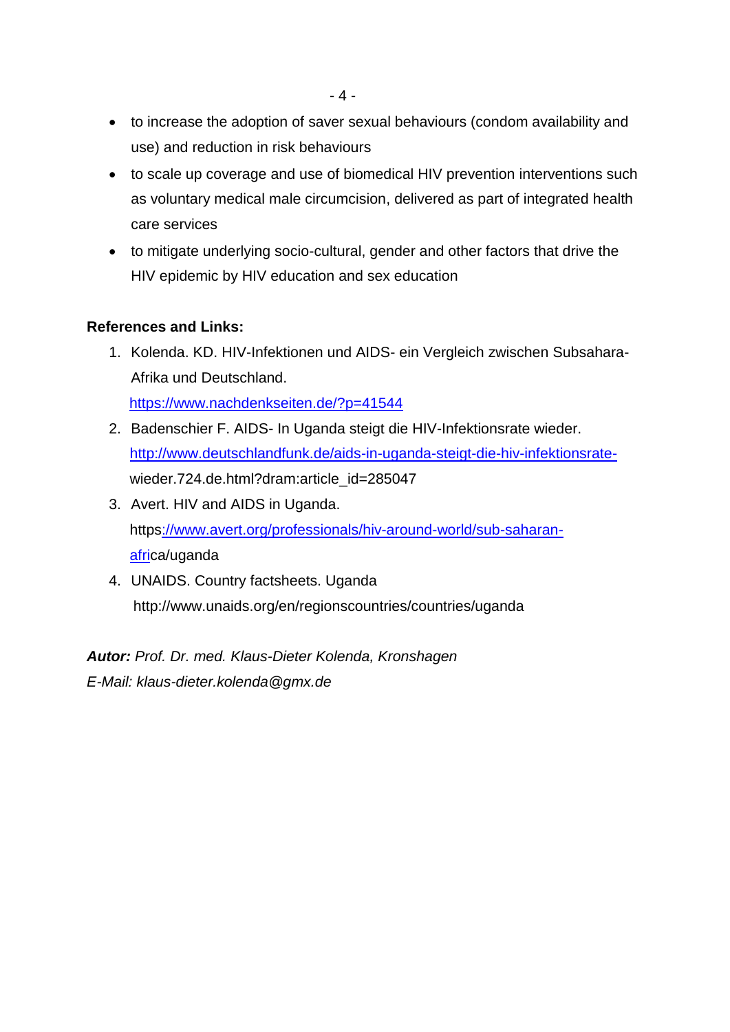- to increase the adoption of saver sexual behaviours (condom availability and use) and reduction in risk behaviours
- to scale up coverage and use of biomedical HIV prevention interventions such as voluntary medical male circumcision, delivered as part of integrated health care services
- to mitigate underlying socio-cultural, gender and other factors that drive the HIV epidemic by HIV education and sex education

**References and Links:**

1. Kolenda. KD. HIV-Infektionen und AIDS- ein Vergleich zwischen Subsahara-Afrika und Deutschland.
   https://www.nachdenkseiten.de/?p=41544
2. Badenschier F. AIDS- In Uganda steigt die HIV-Infektionsrate wieder.
   http://www.deutschlandfunk.de/aids-in-uganda-steigt-die-hiv-infektionsrate-wieder.724.de.html?dram:article_id=285047
3. Avert. HIV and AIDS in Uganda.
   https://www.avert.org/professionals/hiv-around-world/sub-saharan-africa/uganda
4. UNAIDS. Country factsheets. Uganda
   http://www.unaids.org/en/regionscountries/countries/uganda

***Autor:*** *Prof. Dr. med. Klaus-Dieter Kolenda, Kronshagen*
*E-Mail: klaus-dieter.kolenda@gmx.de*